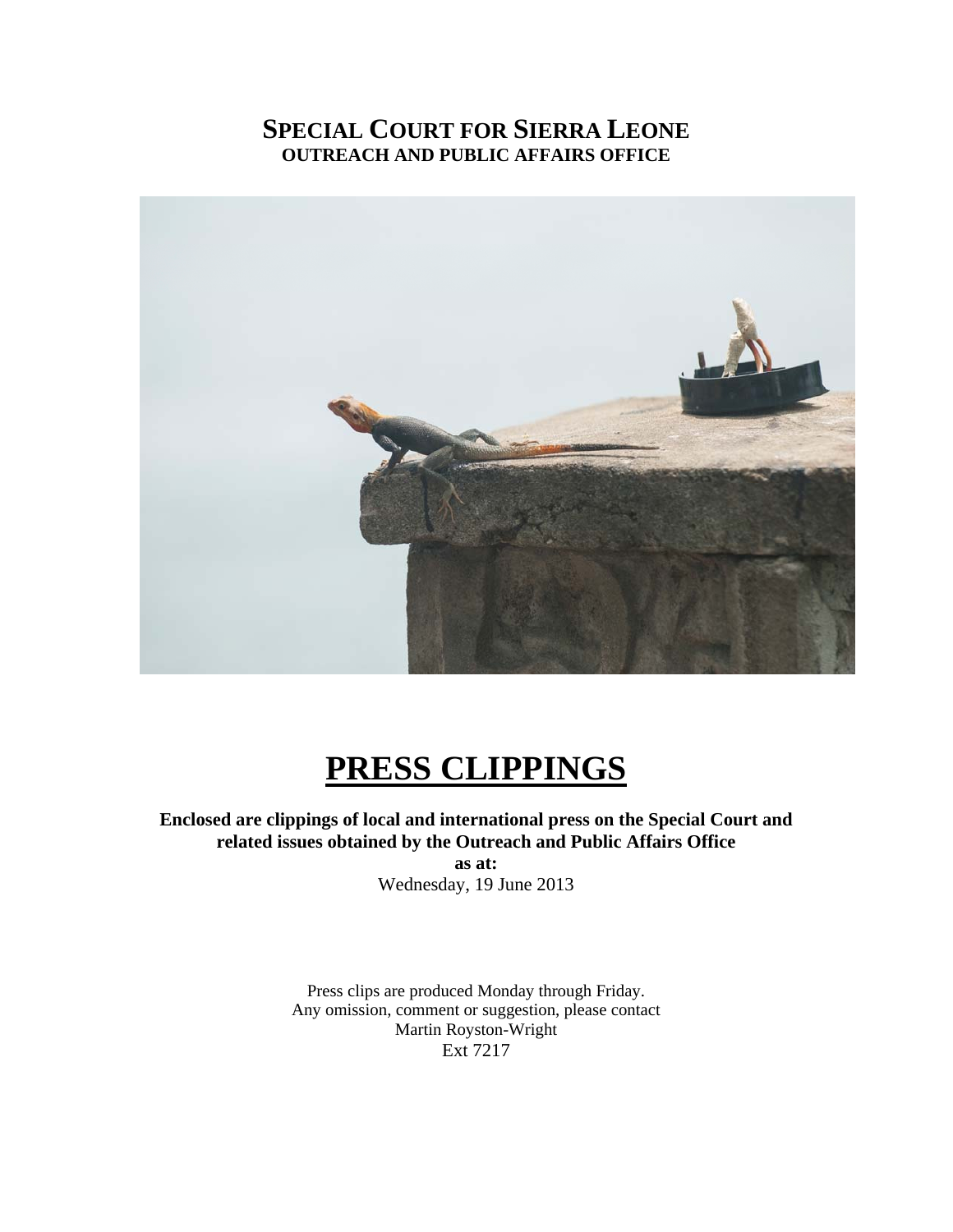# SPECIAL COURT FOR SIERRA LEONE
## OUTREACH AND PUBLIC AFFAIRS OFFICE

# PRESS CLIPPINGS

**Enclosed are clippings of local and international press on the Special Court and related issues obtained by the Outreach and Public Affairs Office**

**as at:**

Wednesday, 19 June 2013

Press clips are produced Monday through Friday.
Any omission, comment or suggestion, please contact
Martin Royston-Wright
Ext 7217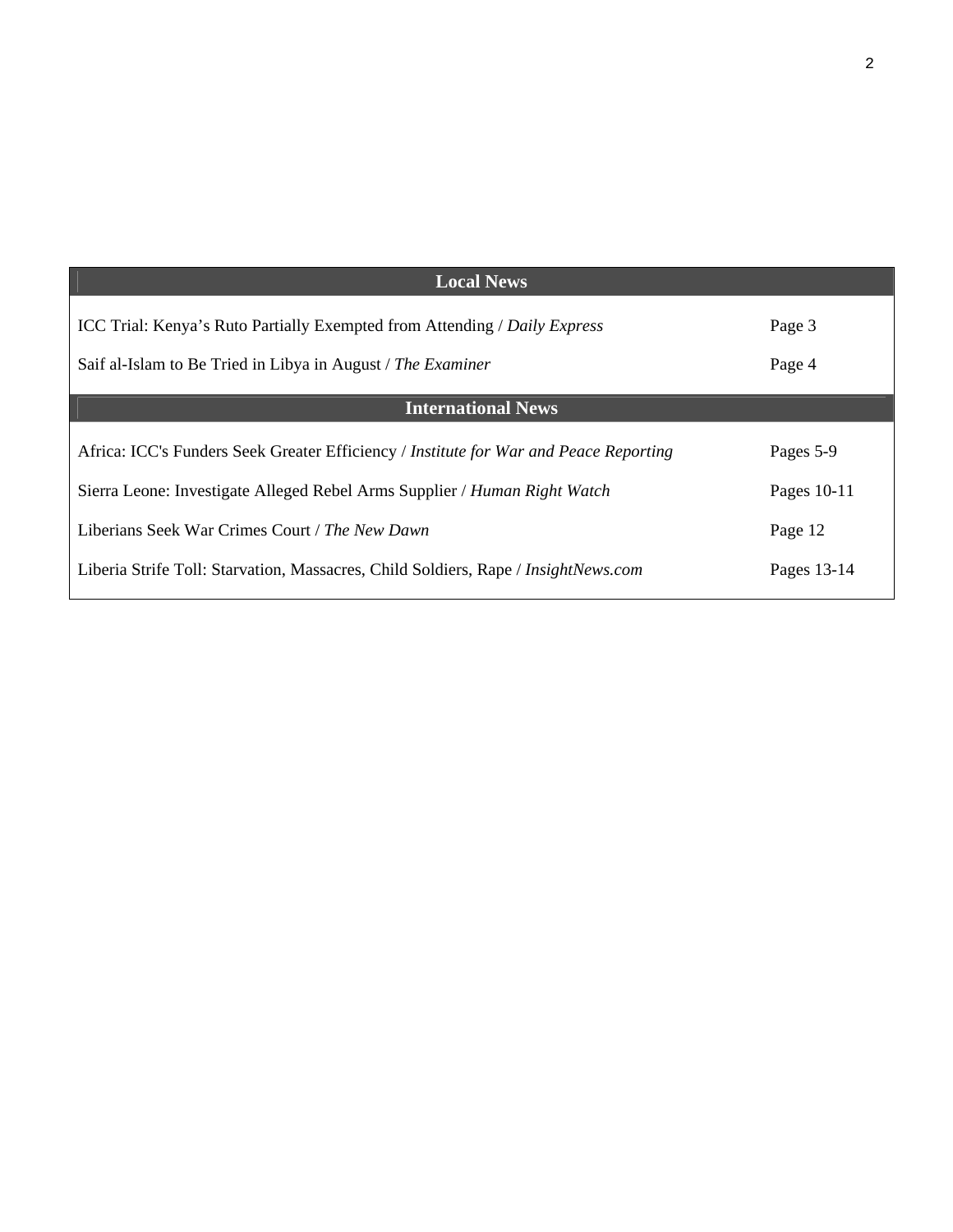| Local News | |
|---|---|
| ICC Trial: Kenya’s Ruto Partially Exempted from Attending / *Daily Express* | Page 3 |
| Saif al-Islam to Be Tried in Libya in August / *The Examiner* | Page 4 |
| **International News** | |
| Africa: ICC's Funders Seek Greater Efficiency / *Institute for War and Peace Reporting* | Pages 5-9 |
| Sierra Leone: Investigate Alleged Rebel Arms Supplier / *Human Right Watch* | Pages 10-11 |
| Liberians Seek War Crimes Court / *The New Dawn* | Page 12 |
| Liberia Strife Toll: Starvation, Massacres, Child Soldiers, Rape / *InsightNews.com* | Pages 13-14 |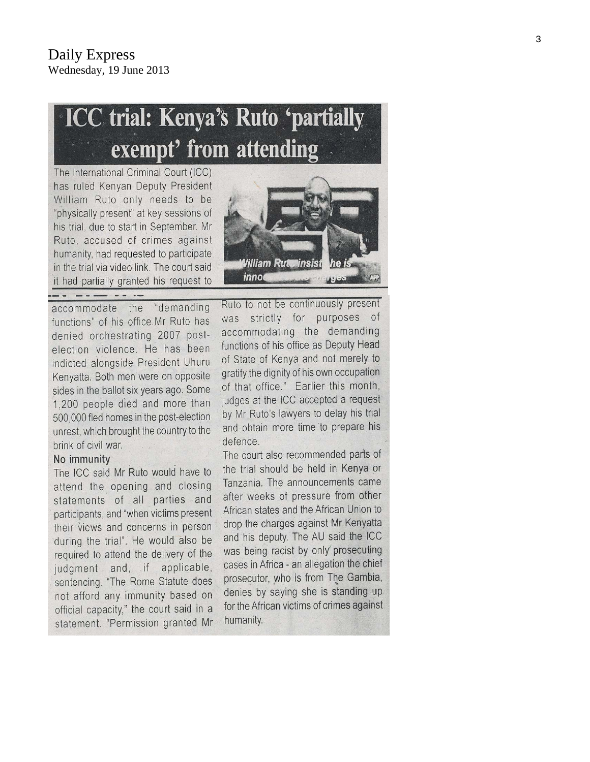Daily Express
Wednesday, 19 June 2013

# ICC trial: Kenya's Ruto 'partially exempt' from attending

The International Criminal Court (ICC) has ruled Kenyan Deputy President William Ruto only needs to be "physically present" at key sessions of his trial, due to start in September. Mr Ruto, accused of crimes against humanity, had requested to participate in the trial via video link. The court said it had partially granted his request to accommodate the "demanding functions" of his office. Mr Ruto has denied orchestrating 2007 post-election violence. He has been indicted alongside President Uhuru Kenyatta. Both men were on opposite sides in the ballot six years ago. Some 1,200 people died and more than 500,000 fled homes in the post-election unrest, which brought the country to the brink of civil war.

William Ruto insists he is innocent of the charges

### No immunity

The ICC said Mr Ruto would have to attend the opening and closing statements of all parties and participants, and "when victims present their views and concerns in person during the trial". He would also be required to attend the delivery of the judgment and, if applicable, sentencing. "The Rome Statute does not afford any immunity based on official capacity," the court said in a statement. "Permission granted Mr Ruto to not be continuously present was strictly for purposes of accommodating the demanding functions of his office as Deputy Head of State of Kenya and not merely to gratify the dignity of his own occupation of that office." Earlier this month, judges at the ICC accepted a request by Mr Ruto's lawyers to delay his trial and obtain more time to prepare his defence.

The court also recommended parts of the trial should be held in Kenya or Tanzania. The announcements came after weeks of pressure from other African states and the African Union to drop the charges against Mr Kenyatta and his deputy. The AU said the ICC was being racist by only prosecuting cases in Africa - an allegation the chief prosecutor, who is from The Gambia, denies by saying she is standing up for the African victims of crimes against humanity.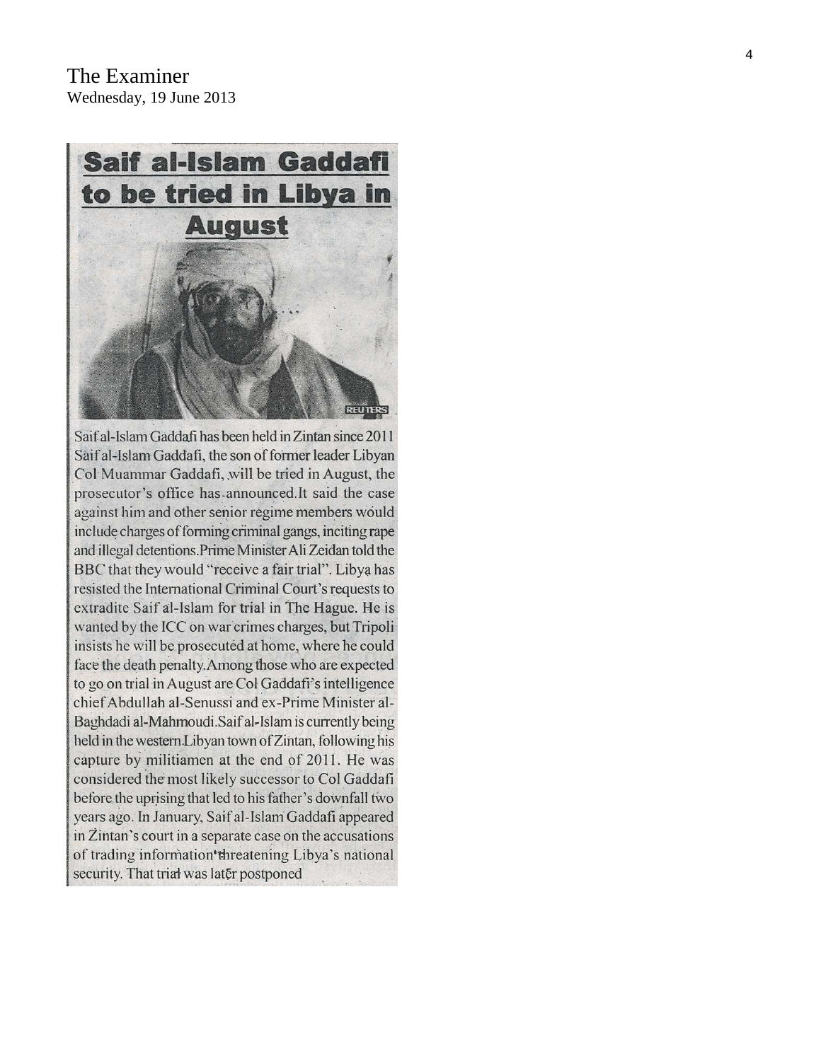The Examiner
Wednesday, 19 June 2013

# Saif al-Islam Gaddafi to be tried in Libya in August

Saif al-Islam Gaddafi has been held in Zintan since 2011

Saif al-Islam Gaddafi, the son of former leader Libyan Col Muammar Gaddafi, will be tried in August, the prosecutor's office has announced.It said the case against him and other senior regime members would include charges of forming criminal gangs, inciting rape and illegal detentions.Prime Minister Ali Zeidan told the BBC that they would "receive a fair trial". Libya has resisted the International Criminal Court's requests to extradite Saif al-Islam for trial in The Hague. He is wanted by the ICC on war crimes charges, but Tripoli insists he will be prosecuted at home, where he could face the death penalty.Among those who are expected to go on trial in August are Col Gaddafi's intelligence chief Abdullah al-Senussi and ex-Prime Minister al-Baghdadi al-Mahmoudi.Saif al-Islam is currently being held in the western Libyan town of Zintan, following his capture by militiamen at the end of 2011. He was considered the most likely successor to Col Gaddafi before the uprising that led to his father's downfall two years ago. In January, Saif al-Islam Gaddafi appeared in Zintan's court in a separate case on the accusations of trading information threatening Libya's national security. That trial was later postponed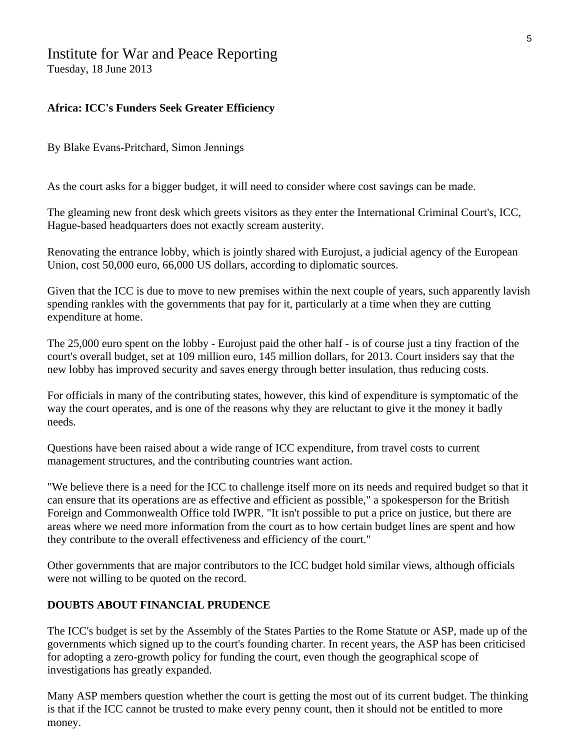Institute for War and Peace Reporting
Tuesday, 18 June 2013

**Africa: ICC's Funders Seek Greater Efficiency**

By Blake Evans-Pritchard, Simon Jennings

As the court asks for a bigger budget, it will need to consider where cost savings can be made.

The gleaming new front desk which greets visitors as they enter the International Criminal Court's, ICC, Hague-based headquarters does not exactly scream austerity.

Renovating the entrance lobby, which is jointly shared with Eurojust, a judicial agency of the European Union, cost 50,000 euro, 66,000 US dollars, according to diplomatic sources.

Given that the ICC is due to move to new premises within the next couple of years, such apparently lavish spending rankles with the governments that pay for it, particularly at a time when they are cutting expenditure at home.

The 25,000 euro spent on the lobby - Eurojust paid the other half - is of course just a tiny fraction of the court's overall budget, set at 109 million euro, 145 million dollars, for 2013. Court insiders say that the new lobby has improved security and saves energy through better insulation, thus reducing costs.

For officials in many of the contributing states, however, this kind of expenditure is symptomatic of the way the court operates, and is one of the reasons why they are reluctant to give it the money it badly needs.

Questions have been raised about a wide range of ICC expenditure, from travel costs to current management structures, and the contributing countries want action.

"We believe there is a need for the ICC to challenge itself more on its needs and required budget so that it can ensure that its operations are as effective and efficient as possible," a spokesperson for the British Foreign and Commonwealth Office told IWPR. "It isn't possible to put a price on justice, but there are areas where we need more information from the court as to how certain budget lines are spent and how they contribute to the overall effectiveness and efficiency of the court."

Other governments that are major contributors to the ICC budget hold similar views, although officials were not willing to be quoted on the record.

**DOUBTS ABOUT FINANCIAL PRUDENCE**

The ICC's budget is set by the Assembly of the States Parties to the Rome Statute or ASP, made up of the governments which signed up to the court's founding charter. In recent years, the ASP has been criticised for adopting a zero-growth policy for funding the court, even though the geographical scope of investigations has greatly expanded.

Many ASP members question whether the court is getting the most out of its current budget. The thinking is that if the ICC cannot be trusted to make every penny count, then it should not be entitled to more money.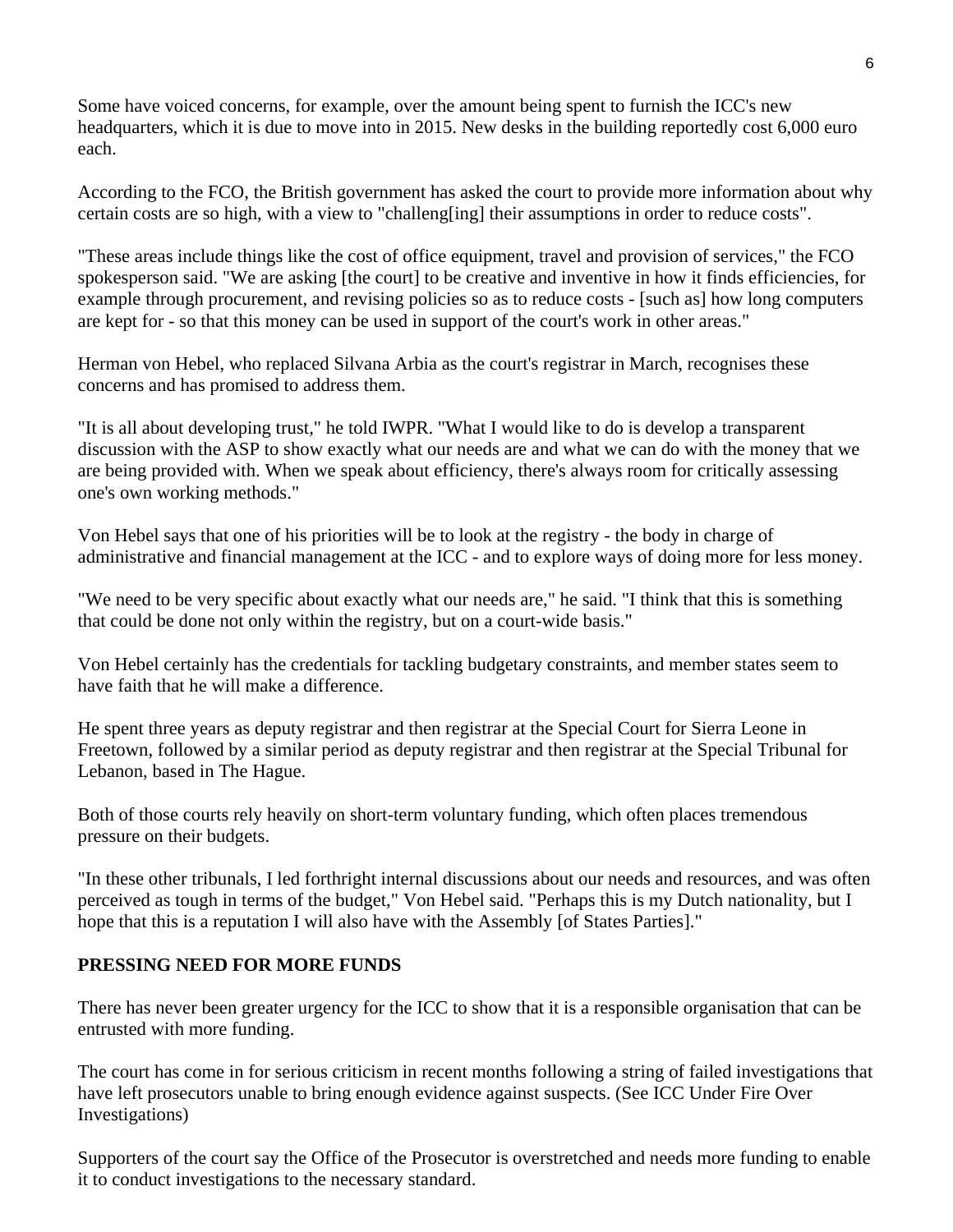Some have voiced concerns, for example, over the amount being spent to furnish the ICC's new headquarters, which it is due to move into in 2015. New desks in the building reportedly cost 6,000 euro each.

According to the FCO, the British government has asked the court to provide more information about why certain costs are so high, with a view to "challeng[ing] their assumptions in order to reduce costs".

"These areas include things like the cost of office equipment, travel and provision of services," the FCO spokesperson said. "We are asking [the court] to be creative and inventive in how it finds efficiencies, for example through procurement, and revising policies so as to reduce costs - [such as] how long computers are kept for - so that this money can be used in support of the court's work in other areas."

Herman von Hebel, who replaced Silvana Arbia as the court's registrar in March, recognises these concerns and has promised to address them.

"It is all about developing trust," he told IWPR. "What I would like to do is develop a transparent discussion with the ASP to show exactly what our needs are and what we can do with the money that we are being provided with. When we speak about efficiency, there's always room for critically assessing one's own working methods."

Von Hebel says that one of his priorities will be to look at the registry - the body in charge of administrative and financial management at the ICC - and to explore ways of doing more for less money.

"We need to be very specific about exactly what our needs are," he said. "I think that this is something that could be done not only within the registry, but on a court-wide basis."

Von Hebel certainly has the credentials for tackling budgetary constraints, and member states seem to have faith that he will make a difference.

He spent three years as deputy registrar and then registrar at the Special Court for Sierra Leone in Freetown, followed by a similar period as deputy registrar and then registrar at the Special Tribunal for Lebanon, based in The Hague.

Both of those courts rely heavily on short-term voluntary funding, which often places tremendous pressure on their budgets.

"In these other tribunals, I led forthright internal discussions about our needs and resources, and was often perceived as tough in terms of the budget," Von Hebel said. "Perhaps this is my Dutch nationality, but I hope that this is a reputation I will also have with the Assembly [of States Parties]."

**PRESSING NEED FOR MORE FUNDS**

There has never been greater urgency for the ICC to show that it is a responsible organisation that can be entrusted with more funding.

The court has come in for serious criticism in recent months following a string of failed investigations that have left prosecutors unable to bring enough evidence against suspects. (See ICC Under Fire Over Investigations)

Supporters of the court say the Office of the Prosecutor is overstretched and needs more funding to enable it to conduct investigations to the necessary standard.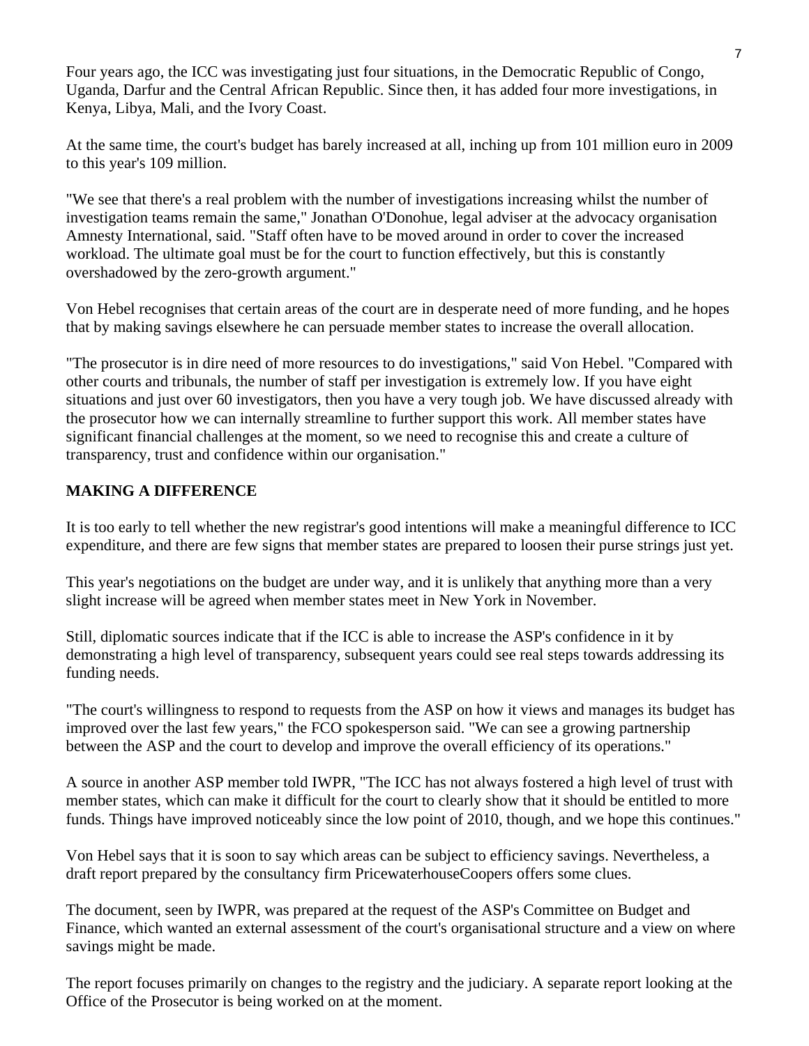Four years ago, the ICC was investigating just four situations, in the Democratic Republic of Congo, Uganda, Darfur and the Central African Republic. Since then, it has added four more investigations, in Kenya, Libya, Mali, and the Ivory Coast.

At the same time, the court's budget has barely increased at all, inching up from 101 million euro in 2009 to this year's 109 million.

"We see that there's a real problem with the number of investigations increasing whilst the number of investigation teams remain the same," Jonathan O'Donohue, legal adviser at the advocacy organisation Amnesty International, said. "Staff often have to be moved around in order to cover the increased workload. The ultimate goal must be for the court to function effectively, but this is constantly overshadowed by the zero-growth argument."

Von Hebel recognises that certain areas of the court are in desperate need of more funding, and he hopes that by making savings elsewhere he can persuade member states to increase the overall allocation.

"The prosecutor is in dire need of more resources to do investigations," said Von Hebel. "Compared with other courts and tribunals, the number of staff per investigation is extremely low. If you have eight situations and just over 60 investigators, then you have a very tough job. We have discussed already with the prosecutor how we can internally streamline to further support this work. All member states have significant financial challenges at the moment, so we need to recognise this and create a culture of transparency, trust and confidence within our organisation."

**MAKING A DIFFERENCE**

It is too early to tell whether the new registrar's good intentions will make a meaningful difference to ICC expenditure, and there are few signs that member states are prepared to loosen their purse strings just yet.

This year's negotiations on the budget are under way, and it is unlikely that anything more than a very slight increase will be agreed when member states meet in New York in November.

Still, diplomatic sources indicate that if the ICC is able to increase the ASP's confidence in it by demonstrating a high level of transparency, subsequent years could see real steps towards addressing its funding needs.

"The court's willingness to respond to requests from the ASP on how it views and manages its budget has improved over the last few years," the FCO spokesperson said. "We can see a growing partnership between the ASP and the court to develop and improve the overall efficiency of its operations."

A source in another ASP member told IWPR, "The ICC has not always fostered a high level of trust with member states, which can make it difficult for the court to clearly show that it should be entitled to more funds. Things have improved noticeably since the low point of 2010, though, and we hope this continues."

Von Hebel says that it is soon to say which areas can be subject to efficiency savings. Nevertheless, a draft report prepared by the consultancy firm PricewaterhouseCoopers offers some clues.

The document, seen by IWPR, was prepared at the request of the ASP's Committee on Budget and Finance, which wanted an external assessment of the court's organisational structure and a view on where savings might be made.

The report focuses primarily on changes to the registry and the judiciary. A separate report looking at the Office of the Prosecutor is being worked on at the moment.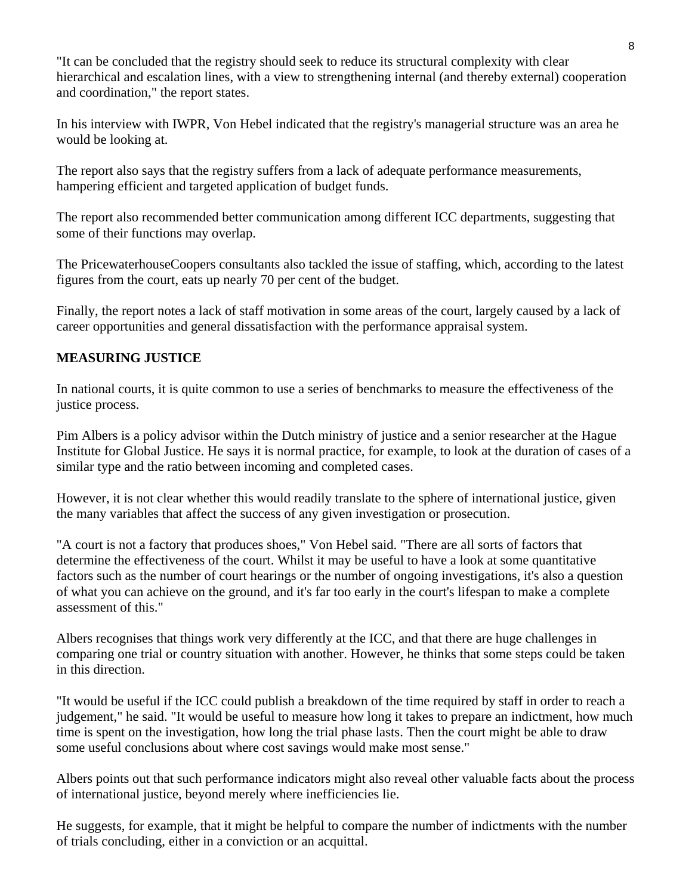"It can be concluded that the registry should seek to reduce its structural complexity with clear hierarchical and escalation lines, with a view to strengthening internal (and thereby external) cooperation and coordination," the report states.

In his interview with IWPR, Von Hebel indicated that the registry's managerial structure was an area he would be looking at.

The report also says that the registry suffers from a lack of adequate performance measurements, hampering efficient and targeted application of budget funds.

The report also recommended better communication among different ICC departments, suggesting that some of their functions may overlap.

The PricewaterhouseCoopers consultants also tackled the issue of staffing, which, according to the latest figures from the court, eats up nearly 70 per cent of the budget.

Finally, the report notes a lack of staff motivation in some areas of the court, largely caused by a lack of career opportunities and general dissatisfaction with the performance appraisal system.

**MEASURING JUSTICE**

In national courts, it is quite common to use a series of benchmarks to measure the effectiveness of the justice process.

Pim Albers is a policy advisor within the Dutch ministry of justice and a senior researcher at the Hague Institute for Global Justice. He says it is normal practice, for example, to look at the duration of cases of a similar type and the ratio between incoming and completed cases.

However, it is not clear whether this would readily translate to the sphere of international justice, given the many variables that affect the success of any given investigation or prosecution.

"A court is not a factory that produces shoes," Von Hebel said. "There are all sorts of factors that determine the effectiveness of the court. Whilst it may be useful to have a look at some quantitative factors such as the number of court hearings or the number of ongoing investigations, it's also a question of what you can achieve on the ground, and it's far too early in the court's lifespan to make a complete assessment of this."

Albers recognises that things work very differently at the ICC, and that there are huge challenges in comparing one trial or country situation with another. However, he thinks that some steps could be taken in this direction.

"It would be useful if the ICC could publish a breakdown of the time required by staff in order to reach a judgement," he said. "It would be useful to measure how long it takes to prepare an indictment, how much time is spent on the investigation, how long the trial phase lasts. Then the court might be able to draw some useful conclusions about where cost savings would make most sense."

Albers points out that such performance indicators might also reveal other valuable facts about the process of international justice, beyond merely where inefficiencies lie.

He suggests, for example, that it might be helpful to compare the number of indictments with the number of trials concluding, either in a conviction or an acquittal.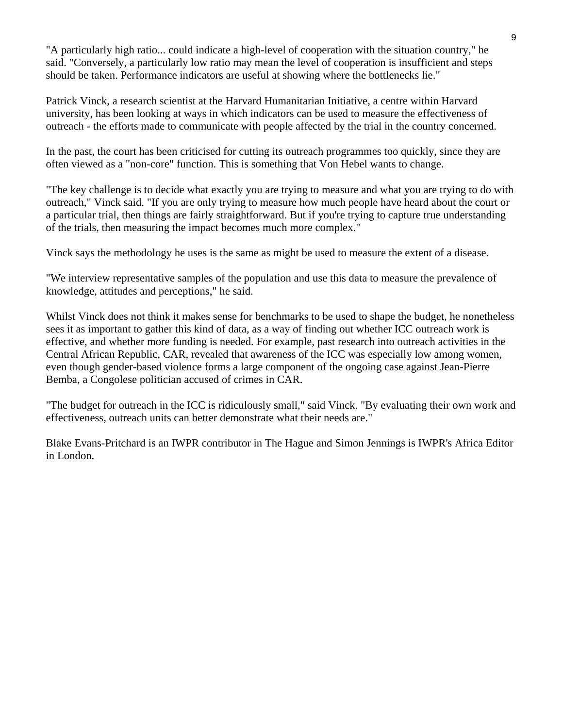"A particularly high ratio... could indicate a high-level of cooperation with the situation country," he said. "Conversely, a particularly low ratio may mean the level of cooperation is insufficient and steps should be taken. Performance indicators are useful at showing where the bottlenecks lie."

Patrick Vinck, a research scientist at the Harvard Humanitarian Initiative, a centre within Harvard university, has been looking at ways in which indicators can be used to measure the effectiveness of outreach - the efforts made to communicate with people affected by the trial in the country concerned.

In the past, the court has been criticised for cutting its outreach programmes too quickly, since they are often viewed as a "non-core" function. This is something that Von Hebel wants to change.

"The key challenge is to decide what exactly you are trying to measure and what you are trying to do with outreach," Vinck said. "If you are only trying to measure how much people have heard about the court or a particular trial, then things are fairly straightforward. But if you're trying to capture true understanding of the trials, then measuring the impact becomes much more complex."

Vinck says the methodology he uses is the same as might be used to measure the extent of a disease.

"We interview representative samples of the population and use this data to measure the prevalence of knowledge, attitudes and perceptions," he said.

Whilst Vinck does not think it makes sense for benchmarks to be used to shape the budget, he nonetheless sees it as important to gather this kind of data, as a way of finding out whether ICC outreach work is effective, and whether more funding is needed. For example, past research into outreach activities in the Central African Republic, CAR, revealed that awareness of the ICC was especially low among women, even though gender-based violence forms a large component of the ongoing case against Jean-Pierre Bemba, a Congolese politician accused of crimes in CAR.

"The budget for outreach in the ICC is ridiculously small," said Vinck. "By evaluating their own work and effectiveness, outreach units can better demonstrate what their needs are."

Blake Evans-Pritchard is an IWPR contributor in The Hague and Simon Jennings is IWPR's Africa Editor in London.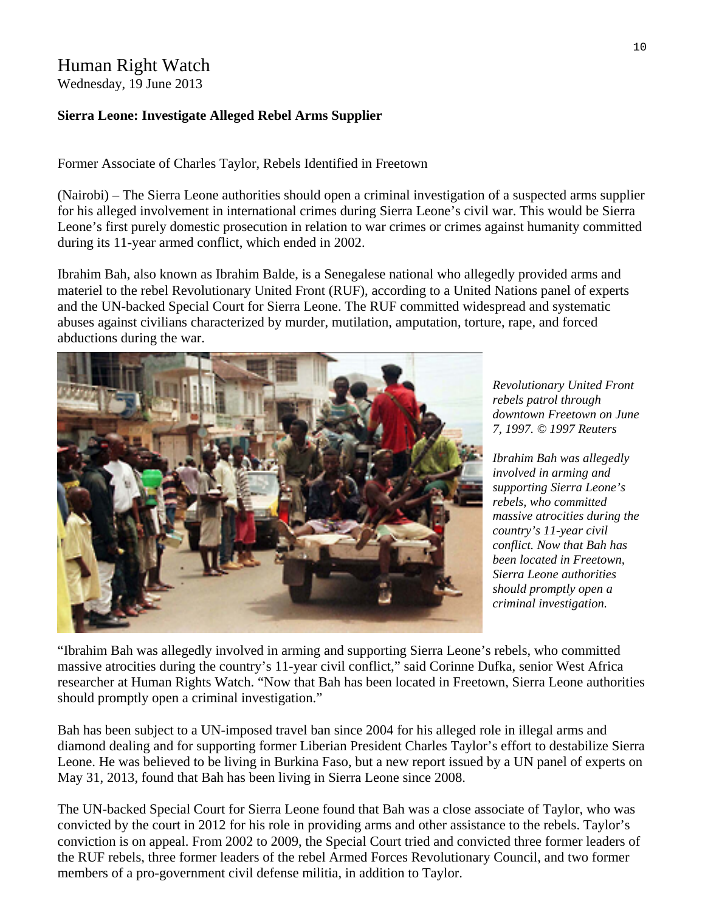# Human Right Watch

Wednesday, 19 June 2013

**Sierra Leone: Investigate Alleged Rebel Arms Supplier**

Former Associate of Charles Taylor, Rebels Identified in Freetown

(Nairobi) – The Sierra Leone authorities should open a criminal investigation of a suspected arms supplier for his alleged involvement in international crimes during Sierra Leone's civil war. This would be Sierra Leone's first purely domestic prosecution in relation to war crimes or crimes against humanity committed during its 11-year armed conflict, which ended in 2002.

Ibrahim Bah, also known as Ibrahim Balde, is a Senegalese national who allegedly provided arms and materiel to the rebel Revolutionary United Front (RUF), according to a United Nations panel of experts and the UN-backed Special Court for Sierra Leone. The RUF committed widespread and systematic abuses against civilians characterized by murder, mutilation, amputation, torture, rape, and forced abductions during the war.

*Revolutionary United Front rebels patrol through downtown Freetown on June 7, 1997. © 1997 Reuters*

*Ibrahim Bah was allegedly involved in arming and supporting Sierra Leone's rebels, who committed massive atrocities during the country's 11-year civil conflict. Now that Bah has been located in Freetown, Sierra Leone authorities should promptly open a criminal investigation.*

"Ibrahim Bah was allegedly involved in arming and supporting Sierra Leone's rebels, who committed massive atrocities during the country's 11-year civil conflict," said Corinne Dufka, senior West Africa researcher at Human Rights Watch. "Now that Bah has been located in Freetown, Sierra Leone authorities should promptly open a criminal investigation."

Bah has been subject to a UN-imposed travel ban since 2004 for his alleged role in illegal arms and diamond dealing and for supporting former Liberian President Charles Taylor's effort to destabilize Sierra Leone. He was believed to be living in Burkina Faso, but a new report issued by a UN panel of experts on May 31, 2013, found that Bah has been living in Sierra Leone since 2008.

The UN-backed Special Court for Sierra Leone found that Bah was a close associate of Taylor, who was convicted by the court in 2012 for his role in providing arms and other assistance to the rebels. Taylor's conviction is on appeal. From 2002 to 2009, the Special Court tried and convicted three former leaders of the RUF rebels, three former leaders of the rebel Armed Forces Revolutionary Council, and two former members of a pro-government civil defense militia, in addition to Taylor.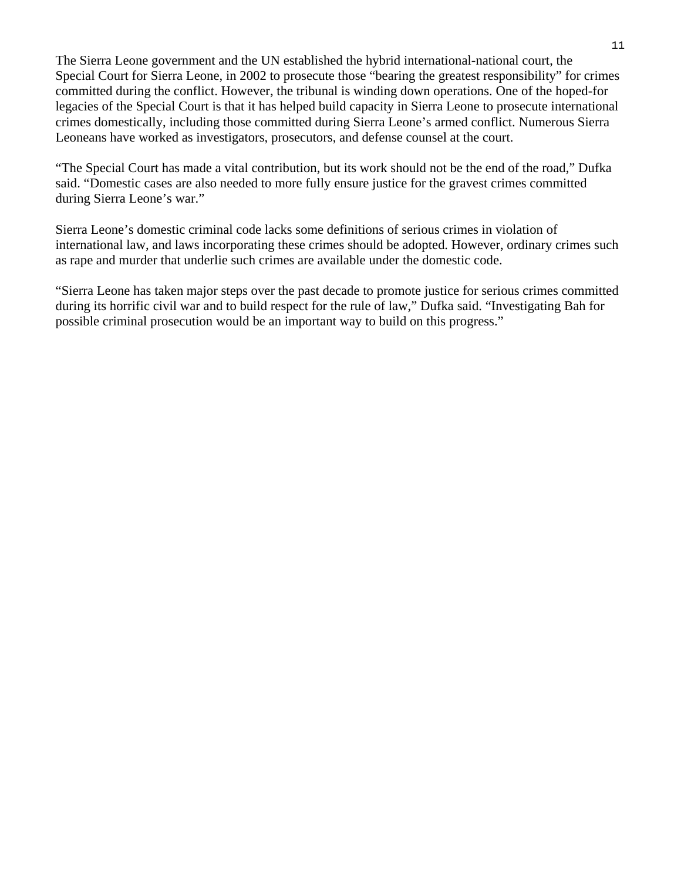The Sierra Leone government and the UN established the hybrid international-national court, the Special Court for Sierra Leone, in 2002 to prosecute those "bearing the greatest responsibility" for crimes committed during the conflict. However, the tribunal is winding down operations. One of the hoped-for legacies of the Special Court is that it has helped build capacity in Sierra Leone to prosecute international crimes domestically, including those committed during Sierra Leone's armed conflict. Numerous Sierra Leoneans have worked as investigators, prosecutors, and defense counsel at the court.

"The Special Court has made a vital contribution, but its work should not be the end of the road," Dufka said. "Domestic cases are also needed to more fully ensure justice for the gravest crimes committed during Sierra Leone's war."

Sierra Leone's domestic criminal code lacks some definitions of serious crimes in violation of international law, and laws incorporating these crimes should be adopted. However, ordinary crimes such as rape and murder that underlie such crimes are available under the domestic code.

"Sierra Leone has taken major steps over the past decade to promote justice for serious crimes committed during its horrific civil war and to build respect for the rule of law," Dufka said. "Investigating Bah for possible criminal prosecution would be an important way to build on this progress."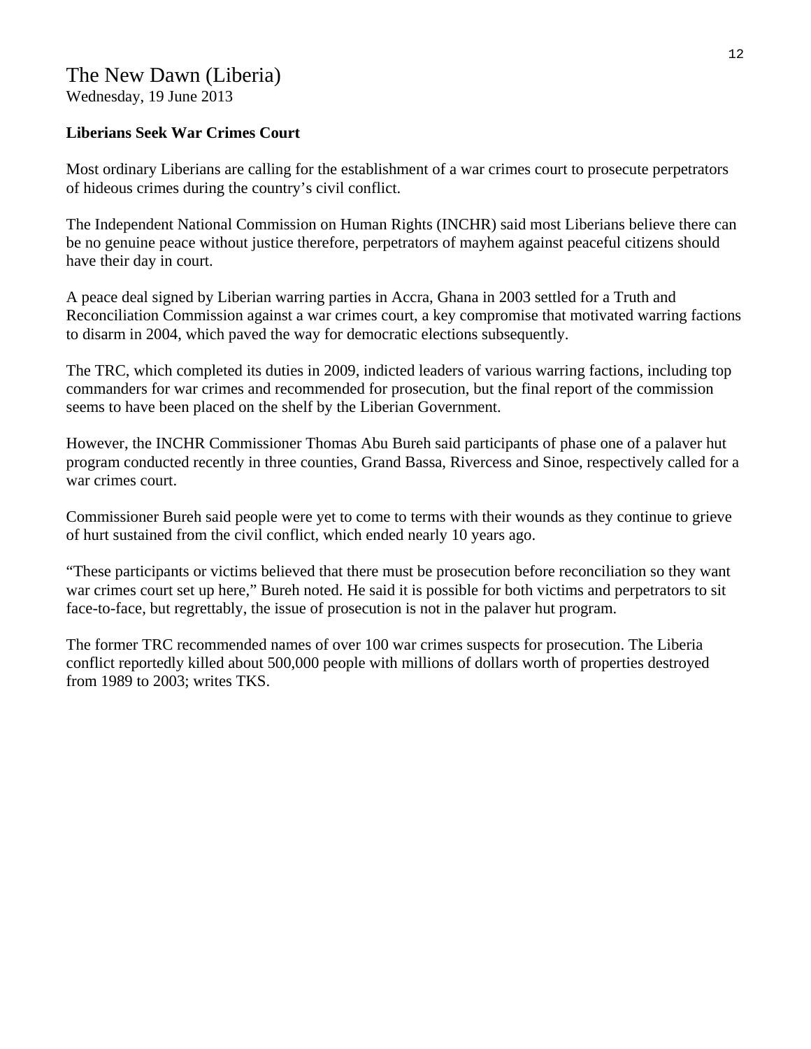## The New Dawn (Liberia)

Wednesday, 19 June 2013

**Liberians Seek War Crimes Court**

Most ordinary Liberians are calling for the establishment of a war crimes court to prosecute perpetrators of hideous crimes during the country's civil conflict.

The Independent National Commission on Human Rights (INCHR) said most Liberians believe there can be no genuine peace without justice therefore, perpetrators of mayhem against peaceful citizens should have their day in court.

A peace deal signed by Liberian warring parties in Accra, Ghana in 2003 settled for a Truth and Reconciliation Commission against a war crimes court, a key compromise that motivated warring factions to disarm in 2004, which paved the way for democratic elections subsequently.

The TRC, which completed its duties in 2009, indicted leaders of various warring factions, including top commanders for war crimes and recommended for prosecution, but the final report of the commission seems to have been placed on the shelf by the Liberian Government.

However, the INCHR Commissioner Thomas Abu Bureh said participants of phase one of a palaver hut program conducted recently in three counties, Grand Bassa, Rivercess and Sinoe, respectively called for a war crimes court.

Commissioner Bureh said people were yet to come to terms with their wounds as they continue to grieve of hurt sustained from the civil conflict, which ended nearly 10 years ago.

"These participants or victims believed that there must be prosecution before reconciliation so they want war crimes court set up here," Bureh noted. He said it is possible for both victims and perpetrators to sit face-to-face, but regrettably, the issue of prosecution is not in the palaver hut program.

The former TRC recommended names of over 100 war crimes suspects for prosecution. The Liberia conflict reportedly killed about 500,000 people with millions of dollars worth of properties destroyed from 1989 to 2003; writes TKS.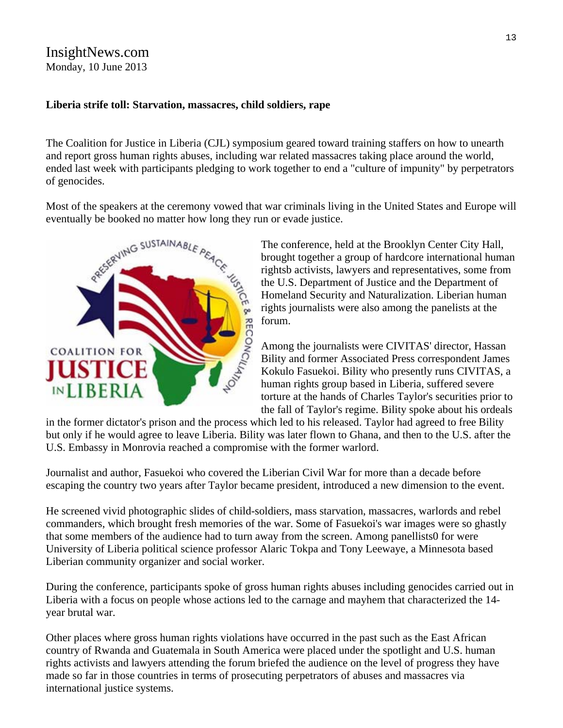InsightNews.com
Monday, 10 June 2013

**Liberia strife toll: Starvation, massacres, child soldiers, rape**

The Coalition for Justice in Liberia (CJL) symposium geared toward training staffers on how to unearth and report gross human rights abuses, including war related massacres taking place around the world, ended last week with participants pledging to work together to end a "culture of impunity" by perpetrators of genocides.

Most of the speakers at the ceremony vowed that war criminals living in the United States and Europe will eventually be booked no matter how long they run or evade justice.

The conference, held at the Brooklyn Center City Hall, brought together a group of hardcore international human rightsb activists, lawyers and representatives, some from the U.S. Department of Justice and the Department of Homeland Security and Naturalization. Liberian human rights journalists were also among the panelists at the forum.

Among the journalists were CIVITAS' director, Hassan Bility and former Associated Press correspondent James Kokulo Fasuekoi. Bility who presently runs CIVITAS, a human rights group based in Liberia, suffered severe torture at the hands of Charles Taylor's securities prior to the fall of Taylor's regime. Bility spoke about his ordeals in the former dictator's prison and the process which led to his released. Taylor had agreed to free Bility but only if he would agree to leave Liberia. Bility was later flown to Ghana, and then to the U.S. after the U.S. Embassy in Monrovia reached a compromise with the former warlord.

Journalist and author, Fasuekoi who covered the Liberian Civil War for more than a decade before escaping the country two years after Taylor became president, introduced a new dimension to the event.

He screened vivid photographic slides of child-soldiers, mass starvation, massacres, warlords and rebel commanders, which brought fresh memories of the war. Some of Fasuekoi's war images were so ghastly that some members of the audience had to turn away from the screen. Among panellists0 for were University of Liberia political science professor Alaric Tokpa and Tony Leewaye, a Minnesota based Liberian community organizer and social worker.

During the conference, participants spoke of gross human rights abuses including genocides carried out in Liberia with a focus on people whose actions led to the carnage and mayhem that characterized the 14-year brutal war.

Other places where gross human rights violations have occurred in the past such as the East African country of Rwanda and Guatemala in South America were placed under the spotlight and U.S. human rights activists and lawyers attending the forum briefed the audience on the level of progress they have made so far in those countries in terms of prosecuting perpetrators of abuses and massacres via international justice systems.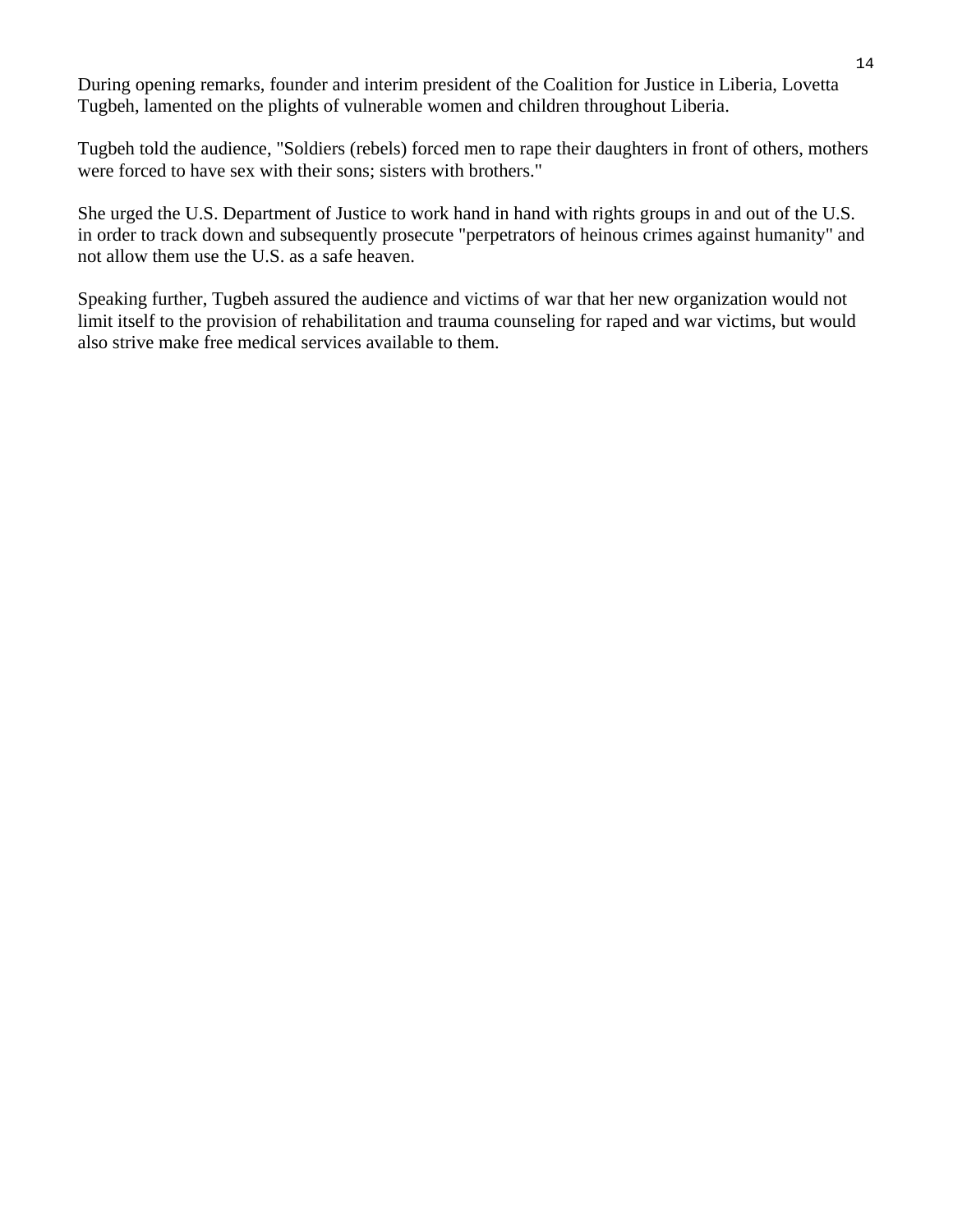During opening remarks, founder and interim president of the Coalition for Justice in Liberia, Lovetta Tugbeh, lamented on the plights of vulnerable women and children throughout Liberia.

Tugbeh told the audience, "Soldiers (rebels) forced men to rape their daughters in front of others, mothers were forced to have sex with their sons; sisters with brothers."

She urged the U.S. Department of Justice to work hand in hand with rights groups in and out of the U.S. in order to track down and subsequently prosecute "perpetrators of heinous crimes against humanity" and not allow them use the U.S. as a safe heaven.

Speaking further, Tugbeh assured the audience and victims of war that her new organization would not limit itself to the provision of rehabilitation and trauma counseling for raped and war victims, but would also strive make free medical services available to them.